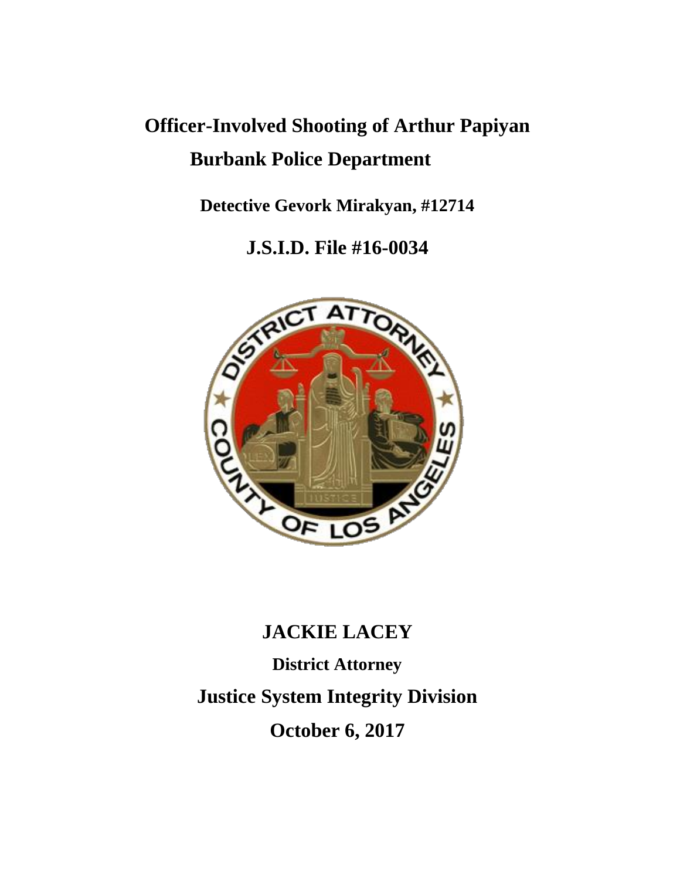# Officer-Involved Shooting of Arthur Papiyan

## Burbank Police Department

**Detective Gevork Mirakyan, #12714**

## J.S.I.D. File #16-0034

**JACKIE LACEY**

**District Attorney**

**Justice System Integrity Division**

**October 6, 2017**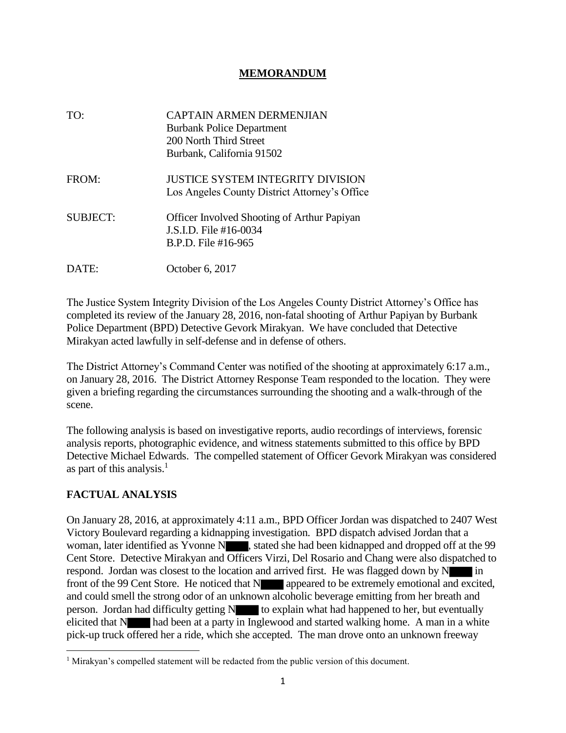## MEMORANDUM

TO: CAPTAIN ARMEN DERMENJIAN
Burbank Police Department
200 North Third Street
Burbank, California 91502

FROM: JUSTICE SYSTEM INTEGRITY DIVISION
Los Angeles County District Attorney's Office

SUBJECT: Officer Involved Shooting of Arthur Papiyan
J.S.I.D. File #16-0034
B.P.D. File #16-965

DATE: October 6, 2017

The Justice System Integrity Division of the Los Angeles County District Attorney's Office has completed its review of the January 28, 2016, non-fatal shooting of Arthur Papiyan by Burbank Police Department (BPD) Detective Gevork Mirakyan. We have concluded that Detective Mirakyan acted lawfully in self-defense and in defense of others.

The District Attorney's Command Center was notified of the shooting at approximately 6:17 a.m., on January 28, 2016. The District Attorney Response Team responded to the location. They were given a briefing regarding the circumstances surrounding the shooting and a walk-through of the scene.

The following analysis is based on investigative reports, audio recordings of interviews, forensic analysis reports, photographic evidence, and witness statements submitted to this office by BPD Detective Michael Edwards. The compelled statement of Officer Gevork Mirakyan was considered as part of this analysis.[1]

## FACTUAL ANALYSIS

On January 28, 2016, at approximately 4:11 a.m., BPD Officer Jordan was dispatched to 2407 West Victory Boulevard regarding a kidnapping investigation. BPD dispatch advised Jordan that a woman, later identified as Yvonne N████, stated she had been kidnapped and dropped off at the 99 Cent Store. Detective Mirakyan and Officers Virzi, Del Rosario and Chang were also dispatched to respond. Jordan was closest to the location and arrived first. He was flagged down by N████ in front of the 99 Cent Store. He noticed that N████ appeared to be extremely emotional and excited, and could smell the strong odor of an unknown alcoholic beverage emitting from her breath and person. Jordan had difficulty getting N████ to explain what had happened to her, but eventually elicited that N████ had been at a party in Inglewood and started walking home. A man in a white pick-up truck offered her a ride, which she accepted. The man drove onto an unknown freeway

[1] Mirakyan's compelled statement will be redacted from the public version of this document.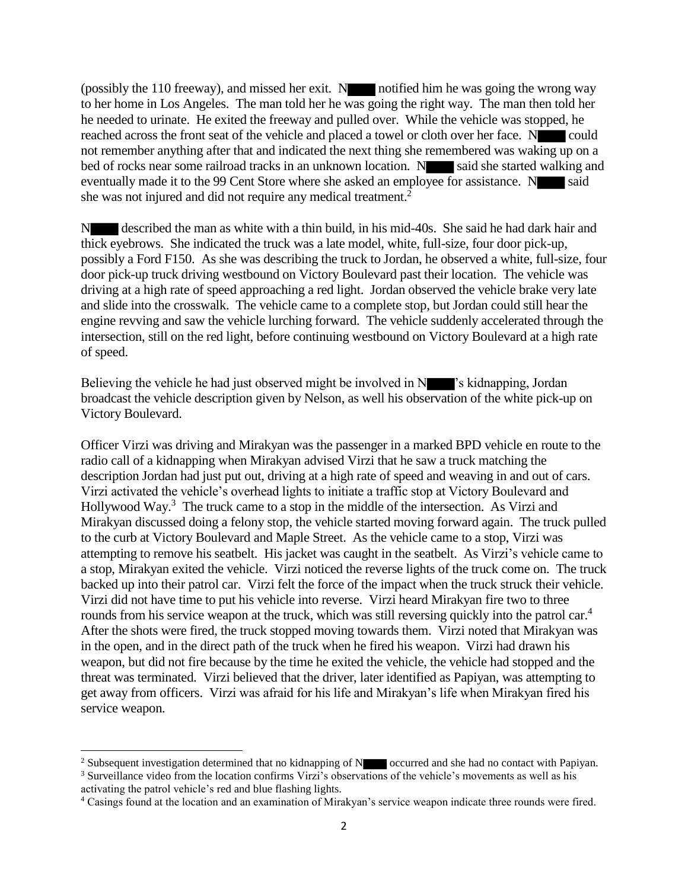(possibly the 110 freeway), and missed her exit. N████ notified him he was going the wrong way to her home in Los Angeles. The man told her he was going the right way. The man then told her he needed to urinate. He exited the freeway and pulled over. While the vehicle was stopped, he reached across the front seat of the vehicle and placed a towel or cloth over her face. N████ could not remember anything after that and indicated the next thing she remembered was waking up on a bed of rocks near some railroad tracks in an unknown location. N████ said she started walking and eventually made it to the 99 Cent Store where she asked an employee for assistance. N████ said she was not injured and did not require any medical treatment.[2]

N████ described the man as white with a thin build, in his mid-40s. She said he had dark hair and thick eyebrows. She indicated the truck was a late model, white, full-size, four door pick-up, possibly a Ford F150. As she was describing the truck to Jordan, he observed a white, full-size, four door pick-up truck driving westbound on Victory Boulevard past their location. The vehicle was driving at a high rate of speed approaching a red light. Jordan observed the vehicle brake very late and slide into the crosswalk. The vehicle came to a complete stop, but Jordan could still hear the engine revving and saw the vehicle lurching forward. The vehicle suddenly accelerated through the intersection, still on the red light, before continuing westbound on Victory Boulevard at a high rate of speed.

Believing the vehicle he had just observed might be involved in N████'s kidnapping, Jordan broadcast the vehicle description given by Nelson, as well his observation of the white pick-up on Victory Boulevard.

Officer Virzi was driving and Mirakyan was the passenger in a marked BPD vehicle en route to the radio call of a kidnapping when Mirakyan advised Virzi that he saw a truck matching the description Jordan had just put out, driving at a high rate of speed and weaving in and out of cars. Virzi activated the vehicle's overhead lights to initiate a traffic stop at Victory Boulevard and Hollywood Way.[3] The truck came to a stop in the middle of the intersection. As Virzi and Mirakyan discussed doing a felony stop, the vehicle started moving forward again. The truck pulled to the curb at Victory Boulevard and Maple Street. As the vehicle came to a stop, Virzi was attempting to remove his seatbelt. His jacket was caught in the seatbelt. As Virzi's vehicle came to a stop, Mirakyan exited the vehicle. Virzi noticed the reverse lights of the truck come on. The truck backed up into their patrol car. Virzi felt the force of the impact when the truck struck their vehicle. Virzi did not have time to put his vehicle into reverse. Virzi heard Mirakyan fire two to three rounds from his service weapon at the truck, which was still reversing quickly into the patrol car.[4] After the shots were fired, the truck stopped moving towards them. Virzi noted that Mirakyan was in the open, and in the direct path of the truck when he fired his weapon. Virzi had drawn his weapon, but did not fire because by the time he exited the vehicle, the vehicle had stopped and the threat was terminated. Virzi believed that the driver, later identified as Papiyan, was attempting to get away from officers. Virzi was afraid for his life and Mirakyan's life when Mirakyan fired his service weapon.

---

[2] Subsequent investigation determined that no kidnapping of N████ occurred and she had no contact with Papiyan.

[3] Surveillance video from the location confirms Virzi's observations of the vehicle's movements as well as his activating the patrol vehicle's red and blue flashing lights.

[4] Casings found at the location and an examination of Mirakyan's service weapon indicate three rounds were fired.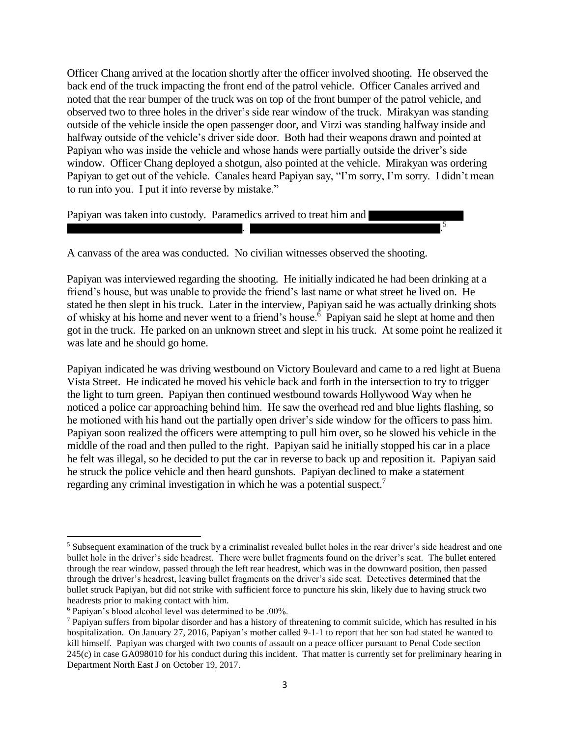Officer Chang arrived at the location shortly after the officer involved shooting. He observed the back end of the truck impacting the front end of the patrol vehicle. Officer Canales arrived and noted that the rear bumper of the truck was on top of the front bumper of the patrol vehicle, and observed two to three holes in the driver's side rear window of the truck. Mirakyan was standing outside of the vehicle inside the open passenger door, and Virzi was standing halfway inside and halfway outside of the vehicle's driver side door. Both had their weapons drawn and pointed at Papiyan who was inside the vehicle and whose hands were partially outside the driver's side window. Officer Chang deployed a shotgun, also pointed at the vehicle. Mirakyan was ordering Papiyan to get out of the vehicle. Canales heard Papiyan say, "I'm sorry, I'm sorry. I didn't mean to run into you. I put it into reverse by mistake."

Papiyan was taken into custody. Paramedics arrived to treat him and [REDACTED]. [REDACTED].[5]

A canvass of the area was conducted. No civilian witnesses observed the shooting.

Papiyan was interviewed regarding the shooting. He initially indicated he had been drinking at a friend's house, but was unable to provide the friend's last name or what street he lived on. He stated he then slept in his truck. Later in the interview, Papiyan said he was actually drinking shots of whisky at his home and never went to a friend's house.[6] Papiyan said he slept at home and then got in the truck. He parked on an unknown street and slept in his truck. At some point he realized it was late and he should go home.

Papiyan indicated he was driving westbound on Victory Boulevard and came to a red light at Buena Vista Street. He indicated he moved his vehicle back and forth in the intersection to try to trigger the light to turn green. Papiyan then continued westbound towards Hollywood Way when he noticed a police car approaching behind him. He saw the overhead red and blue lights flashing, so he motioned with his hand out the partially open driver's side window for the officers to pass him. Papiyan soon realized the officers were attempting to pull him over, so he slowed his vehicle in the middle of the road and then pulled to the right. Papiyan said he initially stopped his car in a place he felt was illegal, so he decided to put the car in reverse to back up and reposition it. Papiyan said he struck the police vehicle and then heard gunshots. Papiyan declined to make a statement regarding any criminal investigation in which he was a potential suspect.[7]

---

[5] Subsequent examination of the truck by a criminalist revealed bullet holes in the rear driver's side headrest and one bullet hole in the driver's side headrest. There were bullet fragments found on the driver's seat. The bullet entered through the rear window, passed through the left rear headrest, which was in the downward position, then passed through the driver's headrest, leaving bullet fragments on the driver's side seat. Detectives determined that the bullet struck Papiyan, but did not strike with sufficient force to puncture his skin, likely due to having struck two headrests prior to making contact with him.

[6] Papiyan's blood alcohol level was determined to be .00%.

[7] Papiyan suffers from bipolar disorder and has a history of threatening to commit suicide, which has resulted in his hospitalization. On January 27, 2016, Papiyan's mother called 9-1-1 to report that her son had stated he wanted to kill himself. Papiyan was charged with two counts of assault on a peace officer pursuant to Penal Code section 245(c) in case GA098010 for his conduct during this incident. That matter is currently set for preliminary hearing in Department North East J on October 19, 2017.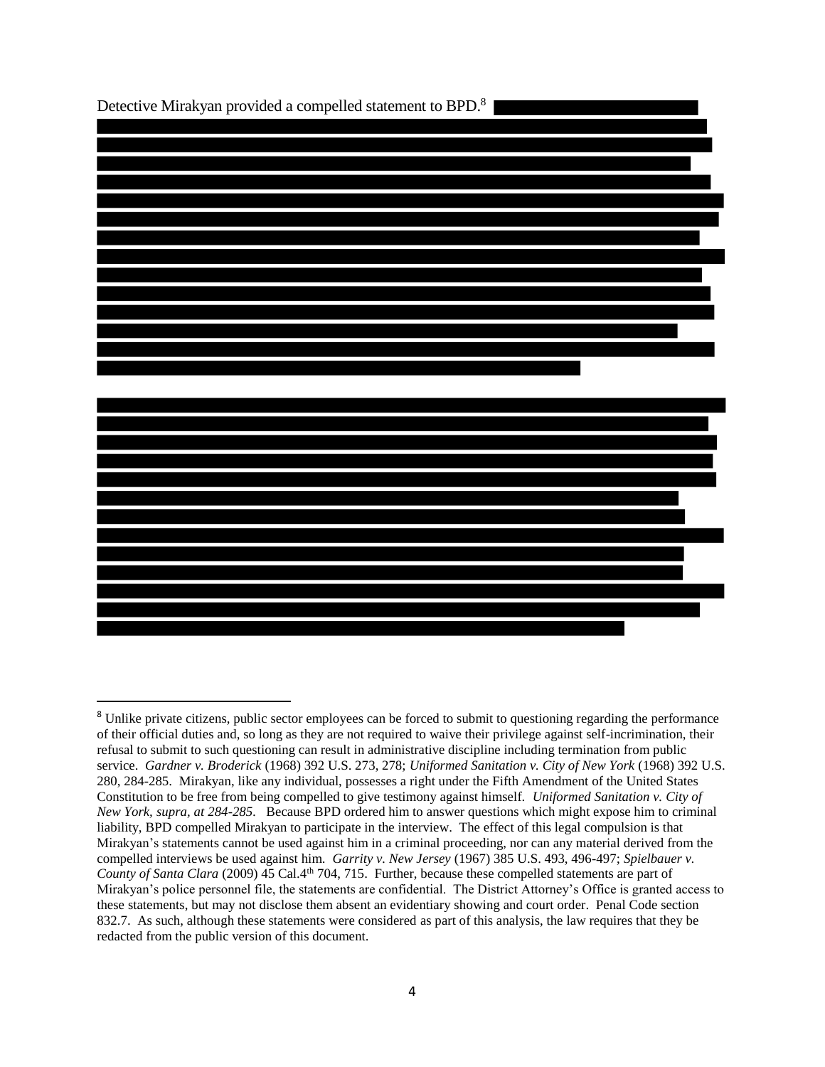Detective Mirakyan provided a compelled statement to BPD.[8]

[8] Unlike private citizens, public sector employees can be forced to submit to questioning regarding the performance of their official duties and, so long as they are not required to waive their privilege against self-incrimination, their refusal to submit to such questioning can result in administrative discipline including termination from public service. *Gardner v. Broderick* (1968) 392 U.S. 273, 278; *Uniformed Sanitation v. City of New York* (1968) 392 U.S. 280, 284-285. Mirakyan, like any individual, possesses a right under the Fifth Amendment of the United States Constitution to be free from being compelled to give testimony against himself. *Uniformed Sanitation v. City of New York, supra, at 284-285.* Because BPD ordered him to answer questions which might expose him to criminal liability, BPD compelled Mirakyan to participate in the interview. The effect of this legal compulsion is that Mirakyan's statements cannot be used against him in a criminal proceeding, nor can any material derived from the compelled interviews be used against him. *Garrity v. New Jersey* (1967) 385 U.S. 493, 496-497; *Spielbauer v. County of Santa Clara* (2009) 45 Cal.4th 704, 715. Further, because these compelled statements are part of Mirakyan's police personnel file, the statements are confidential. The District Attorney's Office is granted access to these statements, but may not disclose them absent an evidentiary showing and court order. Penal Code section 832.7. As such, although these statements were considered as part of this analysis, the law requires that they be redacted from the public version of this document.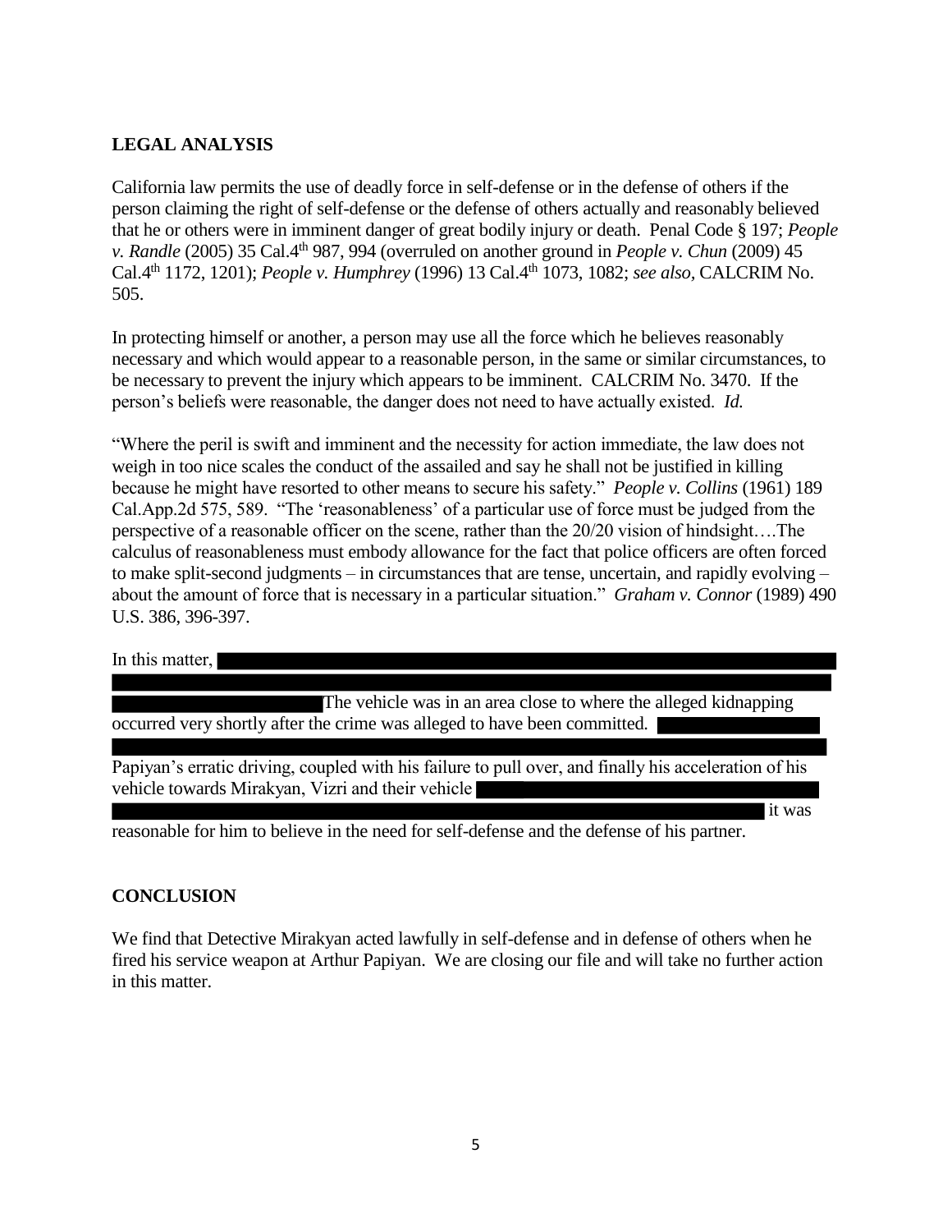## LEGAL ANALYSIS

California law permits the use of deadly force in self-defense or in the defense of others if the person claiming the right of self-defense or the defense of others actually and reasonably believed that he or others were in imminent danger of great bodily injury or death. Penal Code § 197; *People v. Randle* (2005) 35 Cal.4th 987, 994 (overruled on another ground in *People v. Chun* (2009) 45 Cal.4th 1172, 1201); *People v. Humphrey* (1996) 13 Cal.4th 1073, 1082; *see also,* CALCRIM No. 505.

In protecting himself or another, a person may use all the force which he believes reasonably necessary and which would appear to a reasonable person, in the same or similar circumstances, to be necessary to prevent the injury which appears to be imminent. CALCRIM No. 3470. If the person's beliefs were reasonable, the danger does not need to have actually existed. *Id.*

"Where the peril is swift and imminent and the necessity for action immediate, the law does not weigh in too nice scales the conduct of the assailed and say he shall not be justified in killing because he might have resorted to other means to secure his safety." *People v. Collins* (1961) 189 Cal.App.2d 575, 589. "The 'reasonableness' of a particular use of force must be judged from the perspective of a reasonable officer on the scene, rather than the 20/20 vision of hindsight….The calculus of reasonableness must embody allowance for the fact that police officers are often forced to make split-second judgments – in circumstances that are tense, uncertain, and rapidly evolving – about the amount of force that is necessary in a particular situation." *Graham v. Connor* (1989) 490 U.S. 386, 396-397.

In this matter, [REDACTED] The vehicle was in an area close to where the alleged kidnapping occurred very shortly after the crime was alleged to have been committed. [REDACTED] Papiyan's erratic driving, coupled with his failure to pull over, and finally his acceleration of his vehicle towards Mirakyan, Vizri and their vehicle [REDACTED] it was reasonable for him to believe in the need for self-defense and the defense of his partner.

## CONCLUSION

We find that Detective Mirakyan acted lawfully in self-defense and in defense of others when he fired his service weapon at Arthur Papiyan. We are closing our file and will take no further action in this matter.